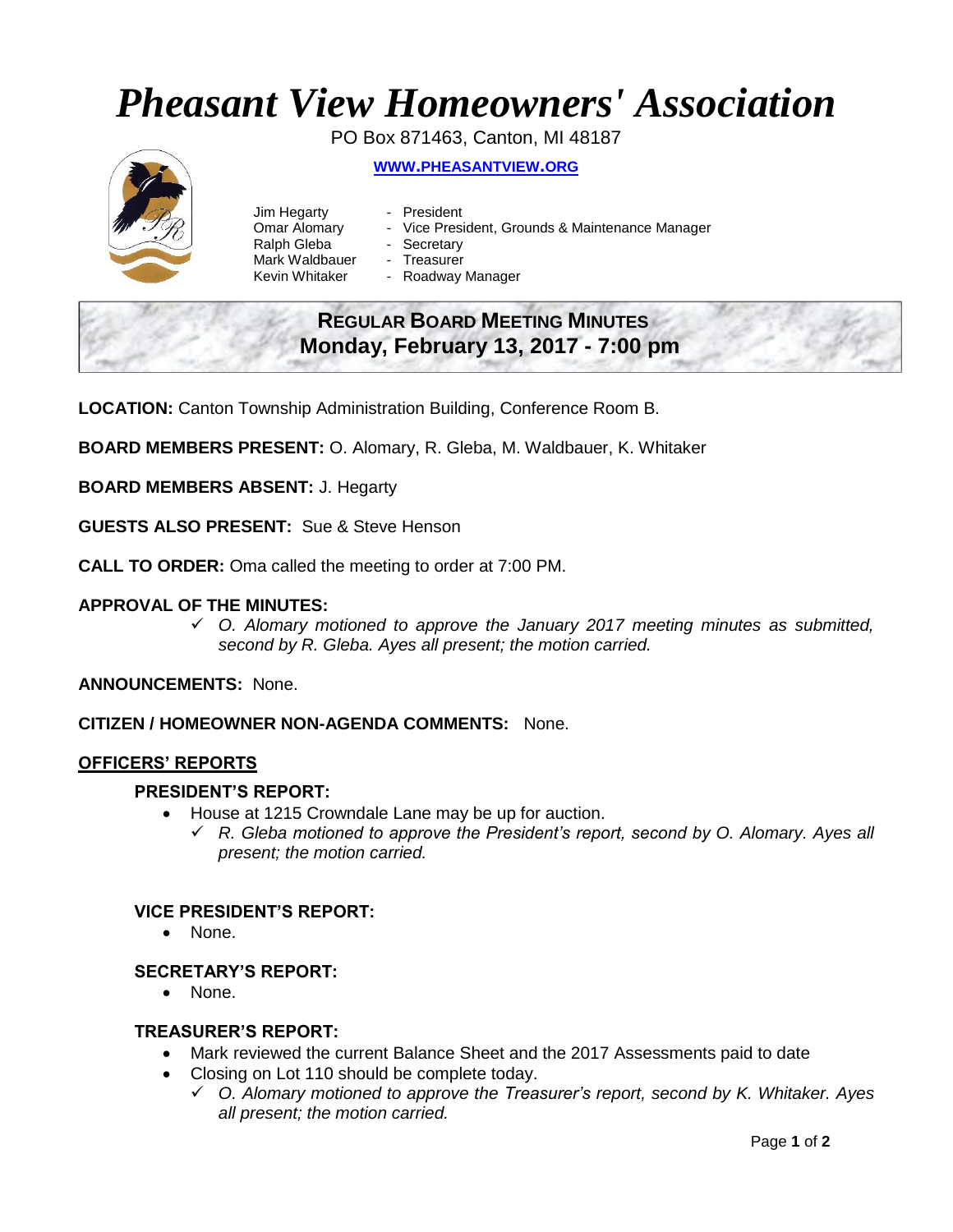# *Pheasant View Homeowners' Association*

PO Box 871463, Canton, MI 48187

**WWW.PHEASANTVIEW.ORG**

Jim Hegarty - President
Omar Alomary - Vice President, Grounds & Maintenance Manager
Ralph Gleba - Secretary
Mark Waldbauer - Treasurer
Kevin Whitaker - Roadway Manager

## REGULAR BOARD MEETING MINUTES
## Monday, February 13, 2017 - 7:00 pm

**LOCATION:** Canton Township Administration Building, Conference Room B.

**BOARD MEMBERS PRESENT:** O. Alomary, R. Gleba, M. Waldbauer, K. Whitaker

**BOARD MEMBERS ABSENT:** J. Hegarty

**GUESTS ALSO PRESENT:** Sue & Steve Henson

**CALL TO ORDER:** Oma called the meeting to order at 7:00 PM.

**APPROVAL OF THE MINUTES:**

- ✓ *O. Alomary motioned to approve the January 2017 meeting minutes as submitted, second by R. Gleba. Ayes all present; the motion carried.*

**ANNOUNCEMENTS:** None.

**CITIZEN / HOMEOWNER NON-AGENDA COMMENTS:** None.

**OFFICERS' REPORTS**

### PRESIDENT'S REPORT:

- House at 1215 Crowndale Lane may be up for auction.
  - ✓ *R. Gleba motioned to approve the President's report, second by O. Alomary. Ayes all present; the motion carried.*

### VICE PRESIDENT'S REPORT:

- None.

### SECRETARY'S REPORT:

- None.

### TREASURER'S REPORT:

- Mark reviewed the current Balance Sheet and the 2017 Assessments paid to date
- Closing on Lot 110 should be complete today.
  - ✓ *O. Alomary motioned to approve the Treasurer's report, second by K. Whitaker. Ayes all present; the motion carried.*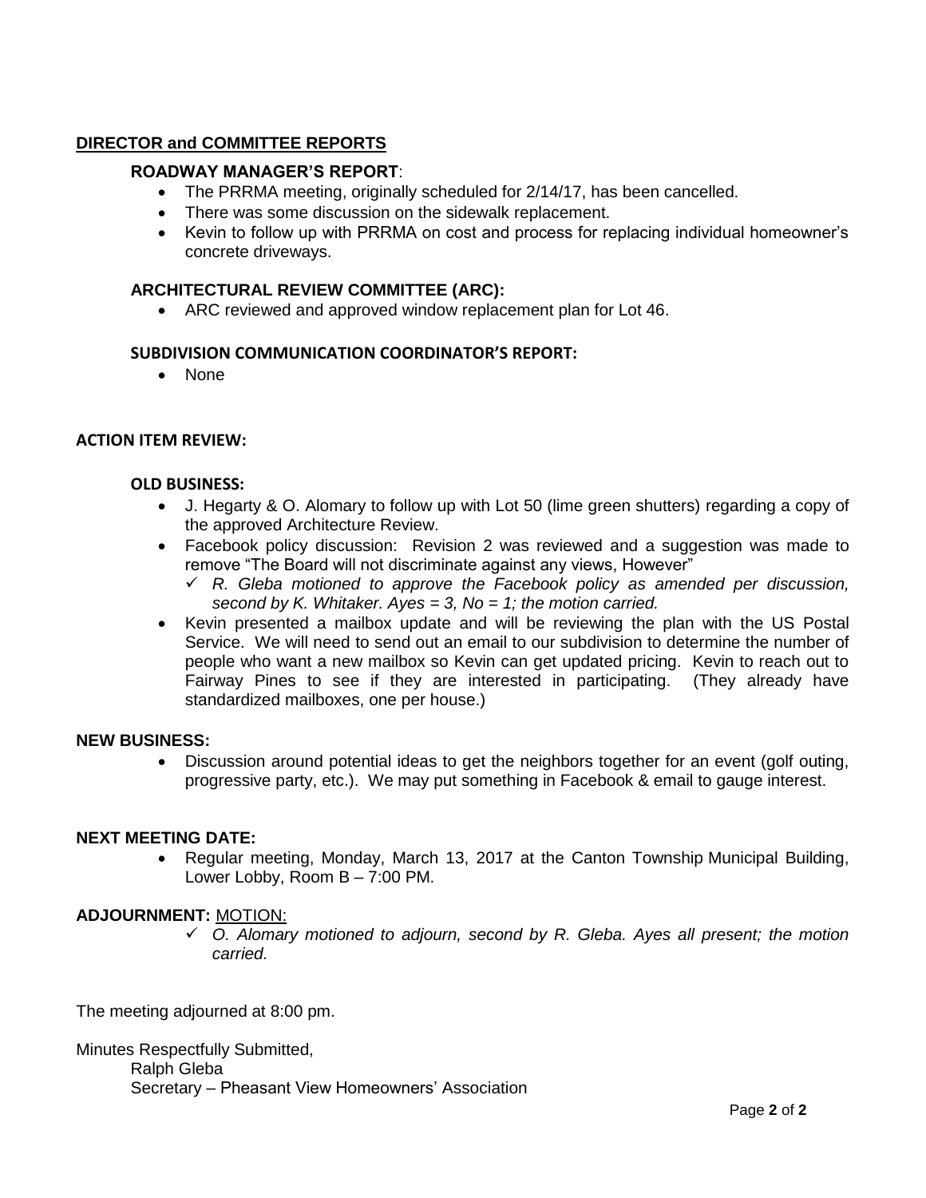## DIRECTOR and COMMITTEE REPORTS

### ROADWAY MANAGER'S REPORT:

- The PRRMA meeting, originally scheduled for 2/14/17, has been cancelled.
- There was some discussion on the sidewalk replacement.
- Kevin to follow up with PRRMA on cost and process for replacing individual homeowner's concrete driveways.

### ARCHITECTURAL REVIEW COMMITTEE (ARC):

- ARC reviewed and approved window replacement plan for Lot 46.

### SUBDIVISION COMMUNICATION COORDINATOR'S REPORT:

- None

## ACTION ITEM REVIEW:

### OLD BUSINESS:

- J. Hegarty & O. Alomary to follow up with Lot 50 (lime green shutters) regarding a copy of the approved Architecture Review.
- Facebook policy discussion: Revision 2 was reviewed and a suggestion was made to remove "The Board will not discriminate against any views, However"
  - ✓ *R. Gleba motioned to approve the Facebook policy as amended per discussion, second by K. Whitaker. Ayes = 3, No = 1; the motion carried.*
- Kevin presented a mailbox update and will be reviewing the plan with the US Postal Service. We will need to send out an email to our subdivision to determine the number of people who want a new mailbox so Kevin can get updated pricing. Kevin to reach out to Fairway Pines to see if they are interested in participating. (They already have standardized mailboxes, one per house.)

## NEW BUSINESS:

- Discussion around potential ideas to get the neighbors together for an event (golf outing, progressive party, etc.). We may put something in Facebook & email to gauge interest.

## NEXT MEETING DATE:

- Regular meeting, Monday, March 13, 2017 at the Canton Township Municipal Building, Lower Lobby, Room B – 7:00 PM.

## ADJOURNMENT: MOTION:

- ✓ *O. Alomary motioned to adjourn, second by R. Gleba. Ayes all present; the motion carried.*

The meeting adjourned at 8:00 pm.

Minutes Respectfully Submitted,
Ralph Gleba
Secretary – Pheasant View Homeowners' Association